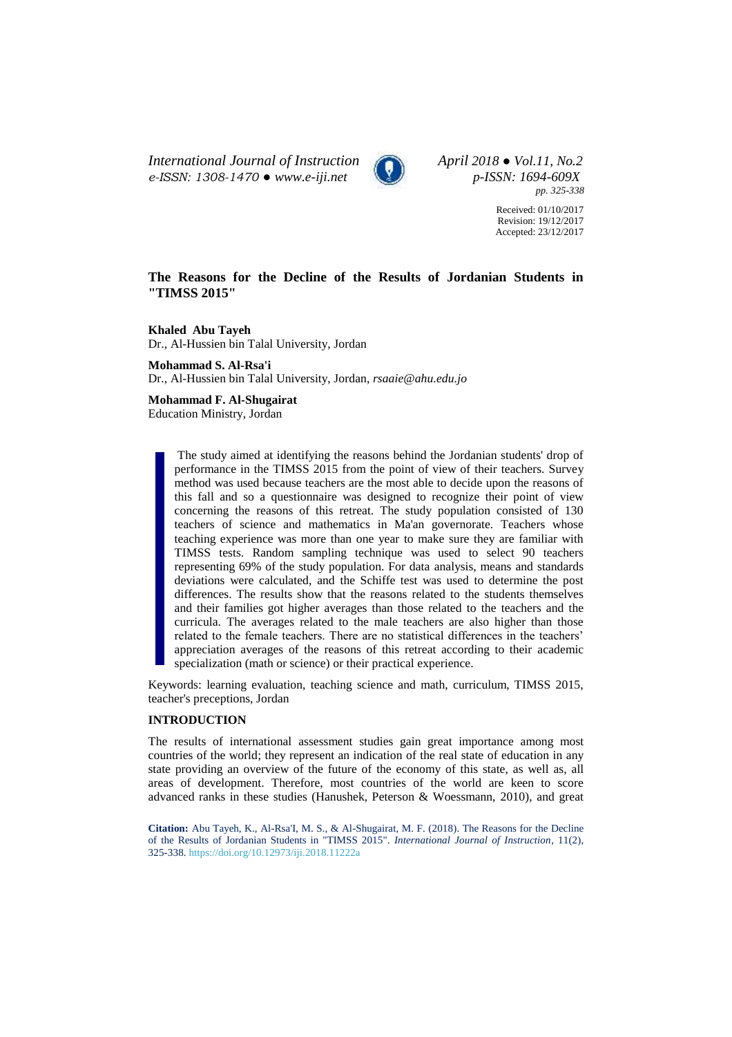*International Journal of Instruction*
*e-ISSN: 1308-1470 ● www.e-iji.net*

*April 2018 ● Vol.11, No.2*
*p-ISSN: 1694-609X*
*pp. 325-338*

Received: 01/10/2017
Revision: 19/12/2017
Accepted: 23/12/2017

# The Reasons for the Decline of the Results of Jordanian Students in "TIMSS 2015"

**Khaled Abu Tayeh**
Dr., Al-Hussien bin Talal University, Jordan

**Mohammad S. Al-Rsa'i**
Dr., Al-Hussien bin Talal University, Jordan, *rsaaie@ahu.edu.jo*

**Mohammad F. Al-Shugairat**
Education Ministry, Jordan

The study aimed at identifying the reasons behind the Jordanian students' drop of performance in the TIMSS 2015 from the point of view of their teachers. Survey method was used because teachers are the most able to decide upon the reasons of this fall and so a questionnaire was designed to recognize their point of view concerning the reasons of this retreat. The study population consisted of 130 teachers of science and mathematics in Ma'an governorate. Teachers whose teaching experience was more than one year to make sure they are familiar with TIMSS tests. Random sampling technique was used to select 90 teachers representing 69% of the study population. For data analysis, means and standards deviations were calculated, and the Schiffe test was used to determine the post differences. The results show that the reasons related to the students themselves and their families got higher averages than those related to the teachers and the curricula. The averages related to the male teachers are also higher than those related to the female teachers. There are no statistical differences in the teachers' appreciation averages of the reasons of this retreat according to their academic specialization (math or science) or their practical experience.

Keywords: learning evaluation, teaching science and math, curriculum, TIMSS 2015, teacher's preceptions, Jordan

## INTRODUCTION

The results of international assessment studies gain great importance among most countries of the world; they represent an indication of the real state of education in any state providing an overview of the future of the economy of this state, as well as, all areas of development. Therefore, most countries of the world are keen to score advanced ranks in these studies (Hanushek, Peterson & Woessmann, 2010), and great

**Citation:** Abu Tayeh, K., Al-Rsa'I, M. S., & Al-Shugairat, M. F. (2018). The Reasons for the Decline of the Results of Jordanian Students in "TIMSS 2015". *International Journal of Instruction*, 11(2), 325-338. https://doi.org/10.12973/iji.2018.11222a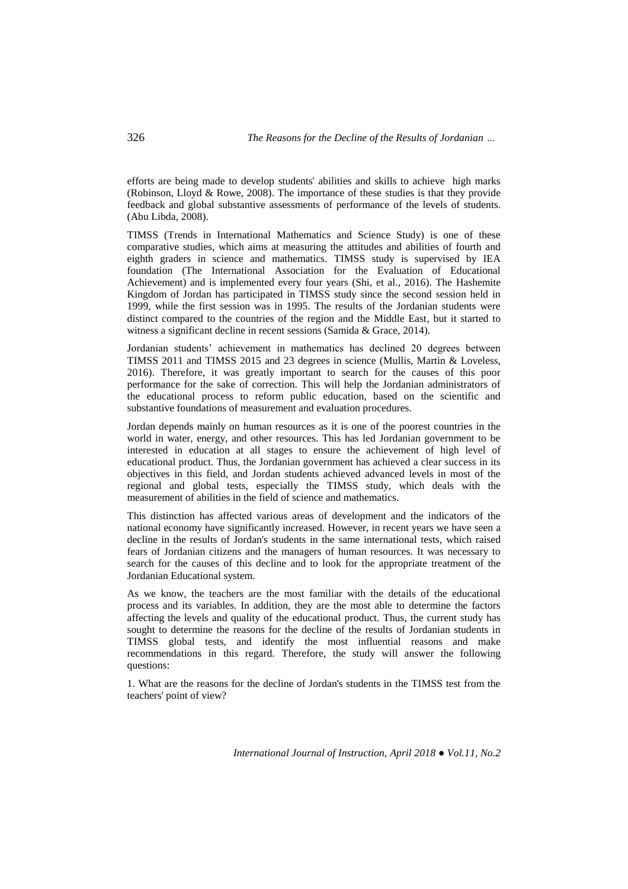efforts are being made to develop students' abilities and skills to achieve high marks (Robinson, Lloyd & Rowe, 2008). The importance of these studies is that they provide feedback and global substantive assessments of performance of the levels of students. (Abu Libda, 2008).

TIMSS (Trends in International Mathematics and Science Study) is one of these comparative studies, which aims at measuring the attitudes and abilities of fourth and eighth graders in science and mathematics. TIMSS study is supervised by IEA foundation (The International Association for the Evaluation of Educational Achievement) and is implemented every four years (Shi, et al., 2016). The Hashemite Kingdom of Jordan has participated in TIMSS study since the second session held in 1999, while the first session was in 1995. The results of the Jordanian students were distinct compared to the countries of the region and the Middle East, but it started to witness a significant decline in recent sessions (Samida & Grace, 2014).

Jordanian students' achievement in mathematics has declined 20 degrees between TIMSS 2011 and TIMSS 2015 and 23 degrees in science (Mullis, Martin & Loveless, 2016). Therefore, it was greatly important to search for the causes of this poor performance for the sake of correction. This will help the Jordanian administrators of the educational process to reform public education, based on the scientific and substantive foundations of measurement and evaluation procedures.

Jordan depends mainly on human resources as it is one of the poorest countries in the world in water, energy, and other resources. This has led Jordanian government to be interested in education at all stages to ensure the achievement of high level of educational product. Thus, the Jordanian government has achieved a clear success in its objectives in this field, and Jordan students achieved advanced levels in most of the regional and global tests, especially the TIMSS study, which deals with the measurement of abilities in the field of science and mathematics.

This distinction has affected various areas of development and the indicators of the national economy have significantly increased. However, in recent years we have seen a decline in the results of Jordan's students in the same international tests, which raised fears of Jordanian citizens and the managers of human resources. It was necessary to search for the causes of this decline and to look for the appropriate treatment of the Jordanian Educational system.

As we know, the teachers are the most familiar with the details of the educational process and its variables. In addition, they are the most able to determine the factors affecting the levels and quality of the educational product. Thus, the current study has sought to determine the reasons for the decline of the results of Jordanian students in TIMSS global tests, and identify the most influential reasons and make recommendations in this regard. Therefore, the study will answer the following questions:

1. What are the reasons for the decline of Jordan's students in the TIMSS test from the teachers' point of view?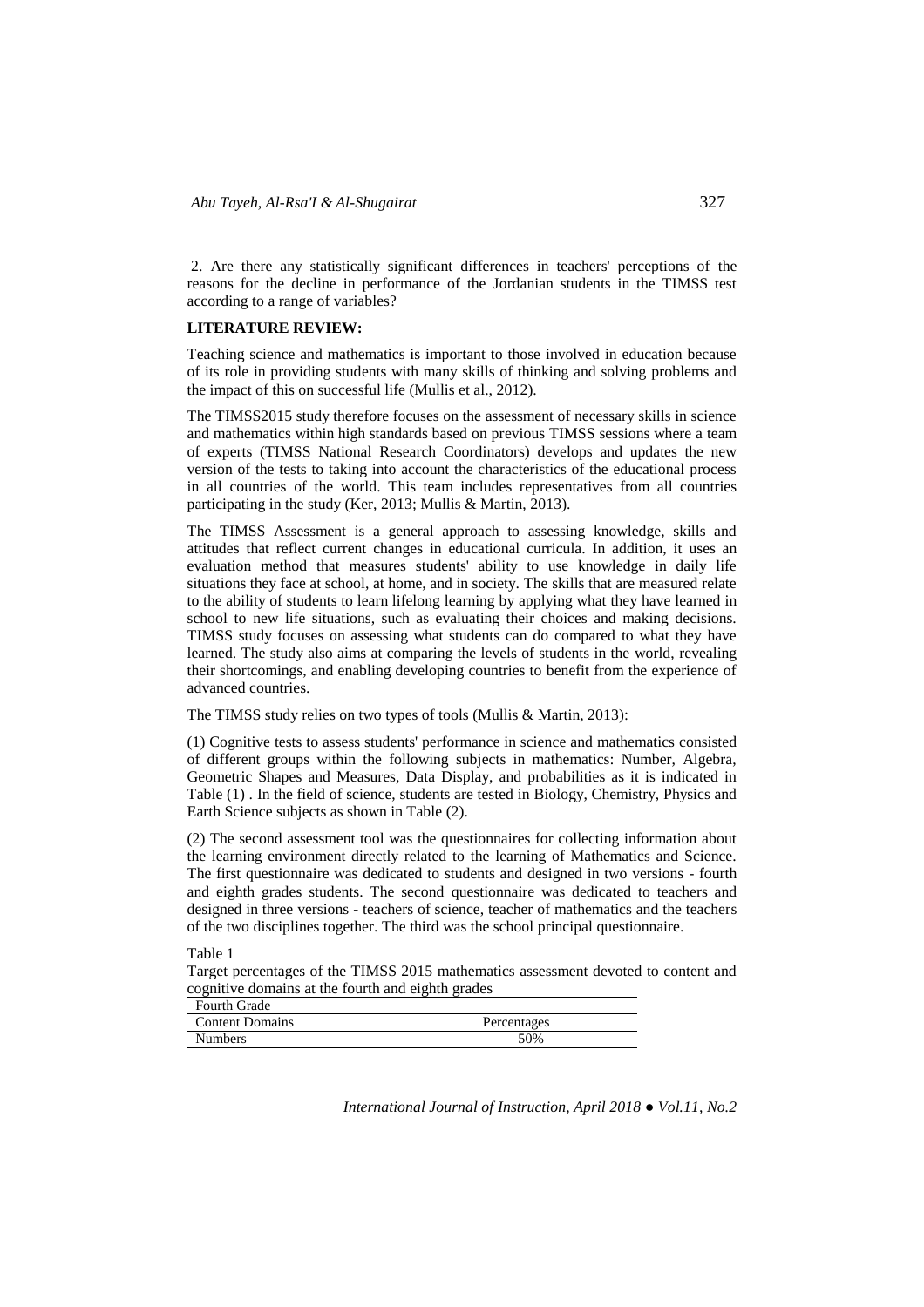2. Are there any statistically significant differences in teachers' perceptions of the reasons for the decline in performance of the Jordanian students in the TIMSS test according to a range of variables?

## LITERATURE REVIEW:

Teaching science and mathematics is important to those involved in education because of its role in providing students with many skills of thinking and solving problems and the impact of this on successful life (Mullis et al., 2012).

The TIMSS2015 study therefore focuses on the assessment of necessary skills in science and mathematics within high standards based on previous TIMSS sessions where a team of experts (TIMSS National Research Coordinators) develops and updates the new version of the tests to taking into account the characteristics of the educational process in all countries of the world. This team includes representatives from all countries participating in the study (Ker, 2013; Mullis & Martin, 2013).

The TIMSS Assessment is a general approach to assessing knowledge, skills and attitudes that reflect current changes in educational curricula. In addition, it uses an evaluation method that measures students' ability to use knowledge in daily life situations they face at school, at home, and in society. The skills that are measured relate to the ability of students to learn lifelong learning by applying what they have learned in school to new life situations, such as evaluating their choices and making decisions. TIMSS study focuses on assessing what students can do compared to what they have learned. The study also aims at comparing the levels of students in the world, revealing their shortcomings, and enabling developing countries to benefit from the experience of advanced countries.

The TIMSS study relies on two types of tools (Mullis & Martin, 2013):

(1) Cognitive tests to assess students' performance in science and mathematics consisted of different groups within the following subjects in mathematics: Number, Algebra, Geometric Shapes and Measures, Data Display, and probabilities as it is indicated in Table (1) . In the field of science, students are tested in Biology, Chemistry, Physics and Earth Science subjects as shown in Table (2).

(2) The second assessment tool was the questionnaires for collecting information about the learning environment directly related to the learning of Mathematics and Science. The first questionnaire was dedicated to students and designed in two versions - fourth and eighth grades students. The second questionnaire was dedicated to teachers and designed in three versions - teachers of science, teacher of mathematics and the teachers of the two disciplines together. The third was the school principal questionnaire.

Table 1

Target percentages of the TIMSS 2015 mathematics assessment devoted to content and cognitive domains at the fourth and eighth grades

| Fourth Grade | |
|---|---|
| Content Domains | Percentages |
| Numbers | 50% |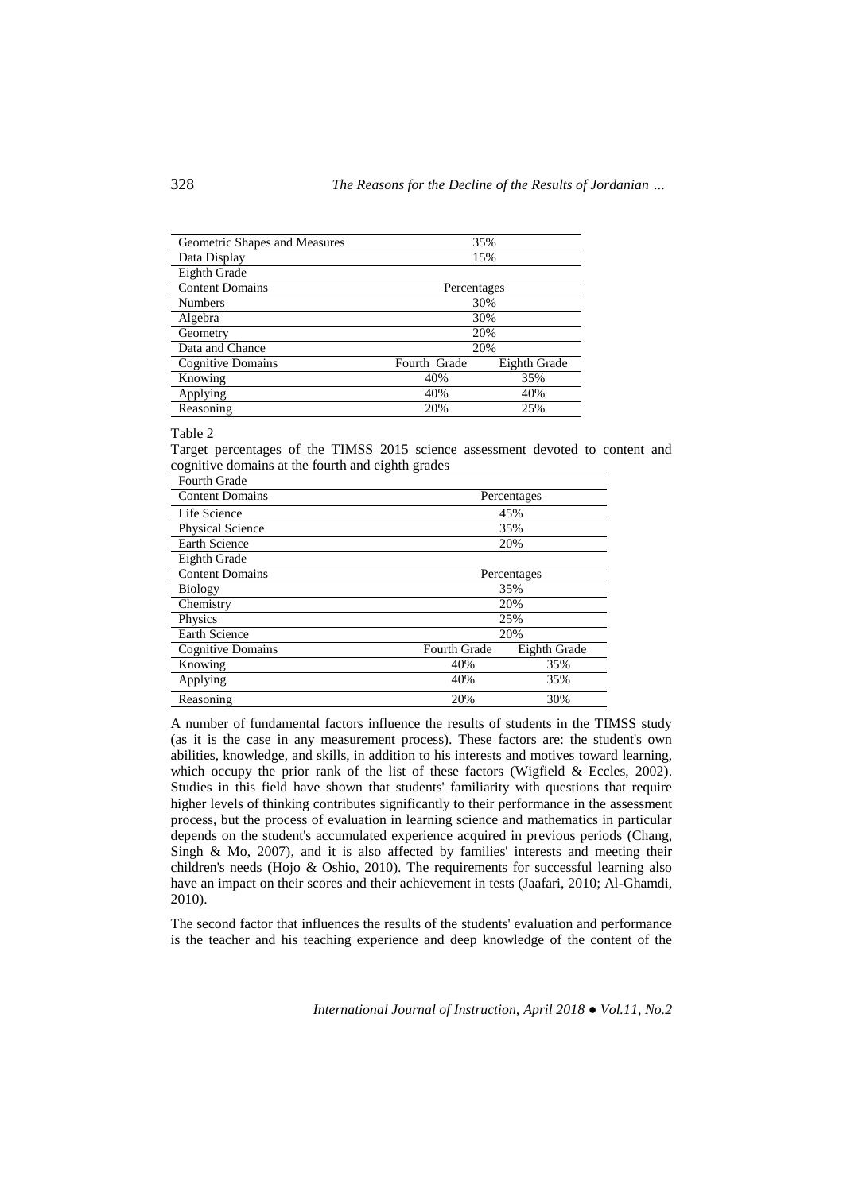| Geometric Shapes and Measures | 35% | |
| --- | --- | --- |
| Data Display | 15% | |
| Eighth Grade | | |
| Content Domains | Percentages | |
| Numbers | 30% | |
| Algebra | 30% | |
| Geometry | 20% | |
| Data and Chance | 20% | |
| Cognitive Domains | Fourth Grade | Eighth Grade |
| Knowing | 40% | 35% |
| Applying | 40% | 40% |
| Reasoning | 20% | 25% |

Table 2
Target percentages of the TIMSS 2015 science assessment devoted to content and cognitive domains at the fourth and eighth grades

| Fourth Grade | | |
| --- | --- | --- |
| Content Domains | Percentages | |
| Life Science | 45% | |
| Physical Science | 35% | |
| Earth Science | 20% | |
| Eighth Grade | | |
| Content Domains | Percentages | |
| Biology | 35% | |
| Chemistry | 20% | |
| Physics | 25% | |
| Earth Science | 20% | |
| Cognitive Domains | Fourth Grade | Eighth Grade |
| Knowing | 40% | 35% |
| Applying | 40% | 35% |
| Reasoning | 20% | 30% |

A number of fundamental factors influence the results of students in the TIMSS study (as it is the case in any measurement process). These factors are: the student's own abilities, knowledge, and skills, in addition to his interests and motives toward learning, which occupy the prior rank of the list of these factors (Wigfield & Eccles, 2002). Studies in this field have shown that students' familiarity with questions that require higher levels of thinking contributes significantly to their performance in the assessment process, but the process of evaluation in learning science and mathematics in particular depends on the student's accumulated experience acquired in previous periods (Chang, Singh & Mo, 2007), and it is also affected by families' interests and meeting their children's needs (Hojo & Oshio, 2010). The requirements for successful learning also have an impact on their scores and their achievement in tests (Jaafari, 2010; Al-Ghamdi, 2010).

The second factor that influences the results of the students' evaluation and performance is the teacher and his teaching experience and deep knowledge of the content of the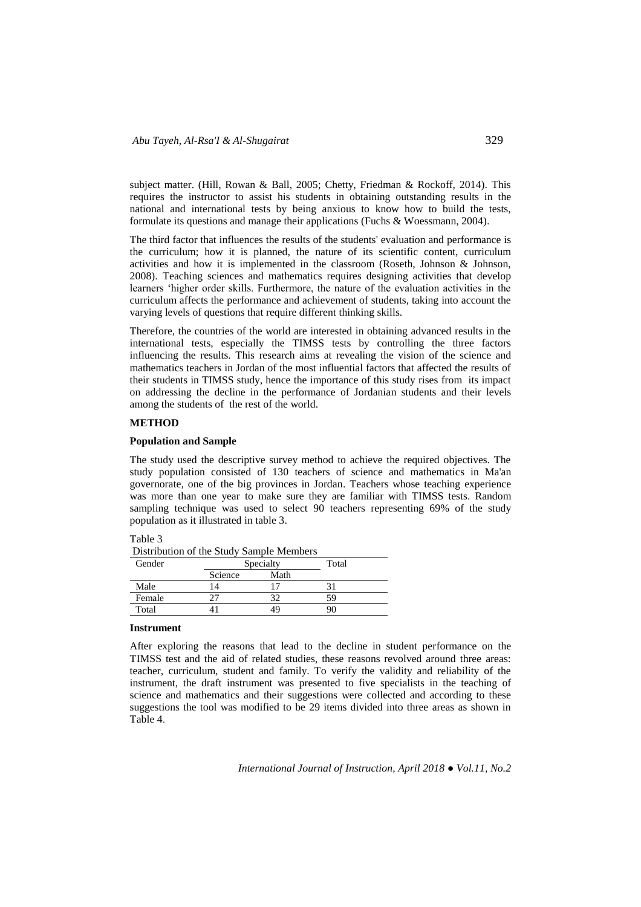subject matter. (Hill, Rowan & Ball, 2005; Chetty, Friedman & Rockoff, 2014). This requires the instructor to assist his students in obtaining outstanding results in the national and international tests by being anxious to know how to build the tests, formulate its questions and manage their applications (Fuchs & Woessmann, 2004).

The third factor that influences the results of the students' evaluation and performance is the curriculum; how it is planned, the nature of its scientific content, curriculum activities and how it is implemented in the classroom (Roseth, Johnson & Johnson, 2008). Teaching sciences and mathematics requires designing activities that develop learners 'higher order skills. Furthermore, the nature of the evaluation activities in the curriculum affects the performance and achievement of students, taking into account the varying levels of questions that require different thinking skills.

Therefore, the countries of the world are interested in obtaining advanced results in the international tests, especially the TIMSS tests by controlling the three factors influencing the results. This research aims at revealing the vision of the science and mathematics teachers in Jordan of the most influential factors that affected the results of their students in TIMSS study, hence the importance of this study rises from its impact on addressing the decline in the performance of Jordanian students and their levels among the students of the rest of the world.

## METHOD

### Population and Sample

The study used the descriptive survey method to achieve the required objectives. The study population consisted of 130 teachers of science and mathematics in Ma'an governorate, one of the big provinces in Jordan. Teachers whose teaching experience was more than one year to make sure they are familiar with TIMSS tests. Random sampling technique was used to select 90 teachers representing 69% of the study population as it illustrated in table 3.

Table 3
Distribution of the Study Sample Members

| Gender | Specialty | | Total |
|---|---|---|---|
| | Science | Math | |
| Male | 14 | 17 | 31 |
| Female | 27 | 32 | 59 |
| Total | 41 | 49 | 90 |

### Instrument

After exploring the reasons that lead to the decline in student performance on the TIMSS test and the aid of related studies, these reasons revolved around three areas: teacher, curriculum, student and family. To verify the validity and reliability of the instrument, the draft instrument was presented to five specialists in the teaching of science and mathematics and their suggestions were collected and according to these suggestions the tool was modified to be 29 items divided into three areas as shown in Table 4.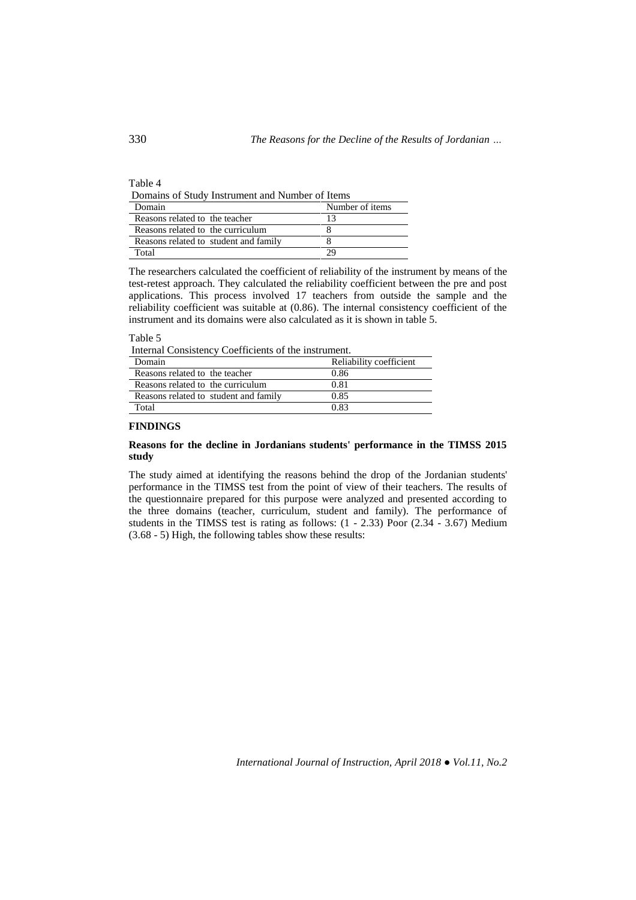Table 4

Domains of Study Instrument and Number of Items

| Domain | Number of items |
|---|---|
| Reasons related to the teacher | 13 |
| Reasons related to the curriculum | 8 |
| Reasons related to student and family | 8 |
| Total | 29 |

The researchers calculated the coefficient of reliability of the instrument by means of the test-retest approach. They calculated the reliability coefficient between the pre and post applications. This process involved 17 teachers from outside the sample and the reliability coefficient was suitable at (0.86). The internal consistency coefficient of the instrument and its domains were also calculated as it is shown in table 5.

Table 5

Internal Consistency Coefficients of the instrument.

| Domain | Reliability coefficient |
|---|---|
| Reasons related to the teacher | 0.86 |
| Reasons related to the curriculum | 0.81 |
| Reasons related to student and family | 0.85 |
| Total | 0.83 |

## FINDINGS

### Reasons for the decline in Jordanians students' performance in the TIMSS 2015 study

The study aimed at identifying the reasons behind the drop of the Jordanian students' performance in the TIMSS test from the point of view of their teachers. The results of the questionnaire prepared for this purpose were analyzed and presented according to the three domains (teacher, curriculum, student and family). The performance of students in the TIMSS test is rating as follows: (1 - 2.33) Poor (2.34 - 3.67) Medium (3.68 - 5) High, the following tables show these results: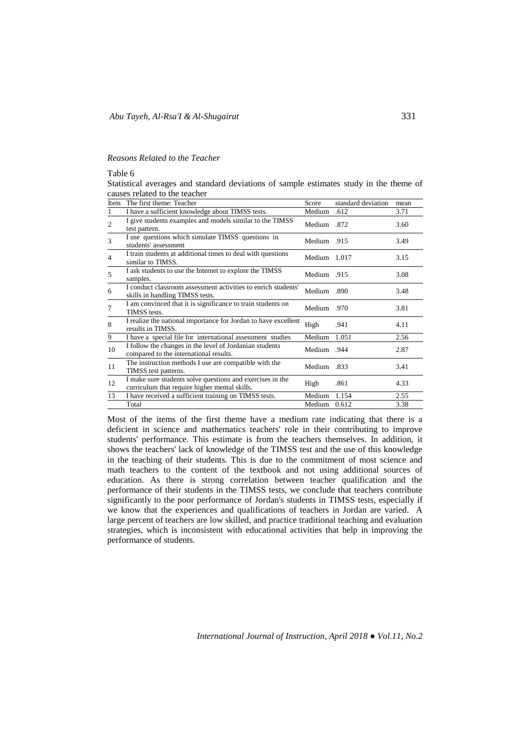*Reasons Related to the Teacher*

Table 6

Statistical averages and standard deviations of sample estimates study in the theme of causes related to the teacher

| Item | The first theme: Teacher | Score | standard deviation | mean |
|---|---|---|---|---|
| 1 | I have a sufficient knowledge about TIMSS tests. | Medium | .612 | 3.71 |
| 2 | I give students examples and models similar to the TIMSS test pattern. | Medium | .872 | 3.60 |
| 3 | I use questions which simulate TIMSS questions in students' assessment | Medium | .915 | 3.49 |
| 4 | I train students at additional times to deal with questions similar to TIMSS. | Medium | 1.017 | 3.15 |
| 5 | I ask students to use the Internet to explore the TIMSS samples. | Medium | .915 | 3.08 |
| 6 | I conduct classroom assessment activities to enrich students' skills in handling TIMSS tests. | Medium | .890 | 3.48 |
| 7 | I am convinced that it is significance to train students on TIMSS tests. | Medium | .970 | 3.81 |
| 8 | I realize the national importance for Jordan to have excellent results in TIMSS. | High | .941 | 4.11 |
| 9 | I have a special file for international assessment studies | Medium | 1.051 | 2.56 |
| 10 | I follow the changes in the level of Jordanian students compared to the international results. | Medium | .944 | 2.87 |
| 11 | The instruction methods I use are compatible with the TIMSS test patterns. | Medium | .833 | 3.41 |
| 12 | I make sure students solve questions and exercises in the curriculum that require higher mental skills. | High | .861 | 4.33 |
| 13 | I have received a sufficient training on TIMSS tests. | Medium | 1.154 | 2.55 |
| | Total | Medium | 0.612 | 3.38 |

Most of the items of the first theme have a medium rate indicating that there is a deficient in science and mathematics teachers' role in their contributing to improve students' performance. This estimate is from the teachers themselves. In addition, it shows the teachers' lack of knowledge of the TIMSS test and the use of this knowledge in the teaching of their students. This is due to the commitment of most science and math teachers to the content of the textbook and not using additional sources of education. As there is strong correlation between teacher qualification and the performance of their students in the TIMSS tests, we conclude that teachers contribute significantly to the poor performance of Jordan's students in TIMSS tests, especially if we know that the experiences and qualifications of teachers in Jordan are varied. A large percent of teachers are low skilled, and practice traditional teaching and evaluation strategies, which is inconsistent with educational activities that help in improving the performance of students.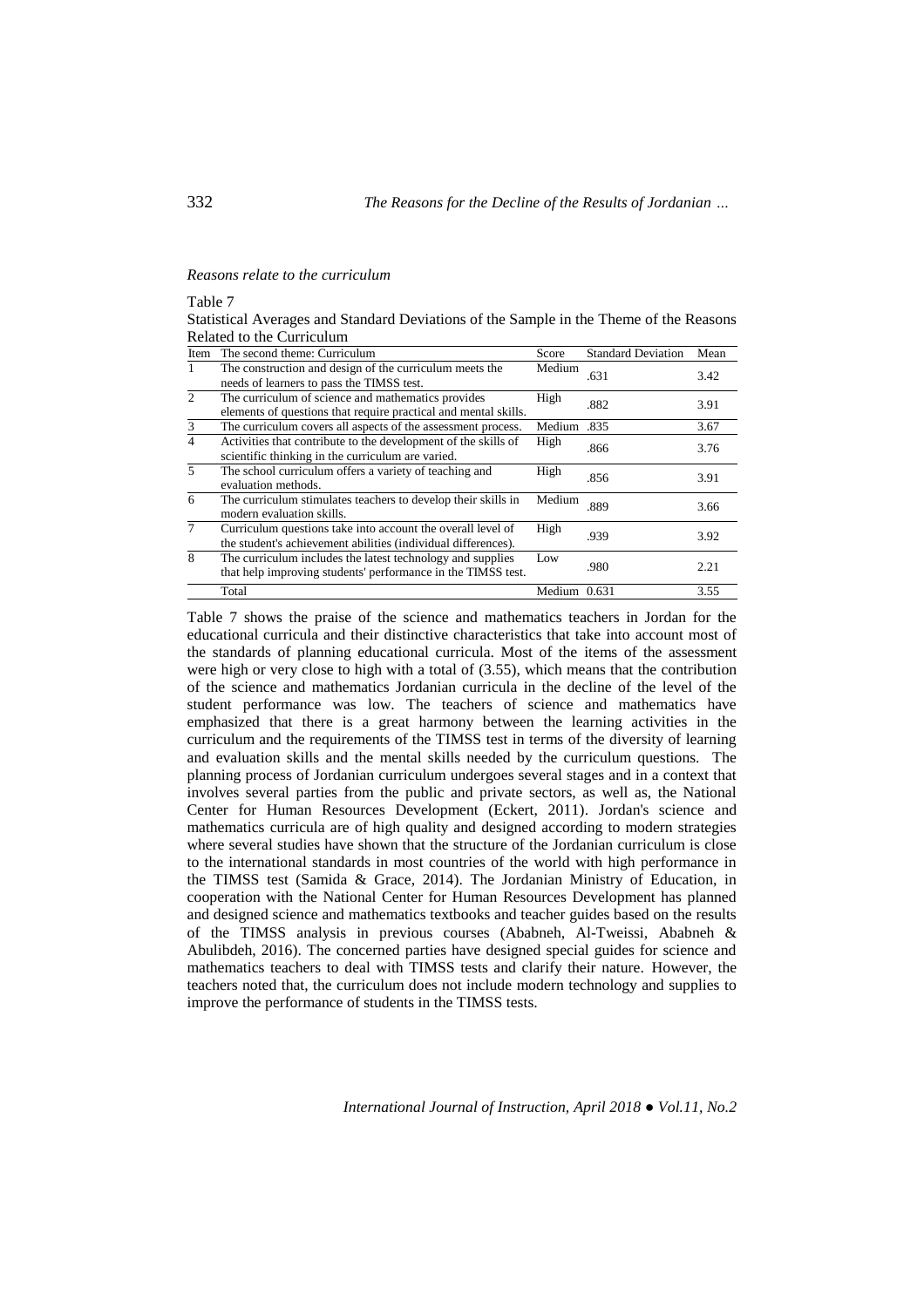*Reasons relate to the curriculum*

Table 7

Statistical Averages and Standard Deviations of the Sample in the Theme of the Reasons Related to the Curriculum

| Item | The second theme: Curriculum | Score | Standard Deviation | Mean |
|---|---|---|---|---|
| 1 | The construction and design of the curriculum meets the needs of learners to pass the TIMSS test. | Medium | .631 | 3.42 |
| 2 | The curriculum of science and mathematics provides elements of questions that require practical and mental skills. | High | .882 | 3.91 |
| 3 | The curriculum covers all aspects of the assessment process. | Medium | .835 | 3.67 |
| 4 | Activities that contribute to the development of the skills of scientific thinking in the curriculum are varied. | High | .866 | 3.76 |
| 5 | The school curriculum offers a variety of teaching and evaluation methods. | High | .856 | 3.91 |
| 6 | The curriculum stimulates teachers to develop their skills in modern evaluation skills. | Medium | .889 | 3.66 |
| 7 | Curriculum questions take into account the overall level of the student's achievement abilities (individual differences). | High | .939 | 3.92 |
| 8 | The curriculum includes the latest technology and supplies that help improving students' performance in the TIMSS test. | Low | .980 | 2.21 |
| | Total | Medium | 0.631 | 3.55 |

Table 7 shows the praise of the science and mathematics teachers in Jordan for the educational curricula and their distinctive characteristics that take into account most of the standards of planning educational curricula. Most of the items of the assessment were high or very close to high with a total of (3.55), which means that the contribution of the science and mathematics Jordanian curricula in the decline of the level of the student performance was low. The teachers of science and mathematics have emphasized that there is a great harmony between the learning activities in the curriculum and the requirements of the TIMSS test in terms of the diversity of learning and evaluation skills and the mental skills needed by the curriculum questions. The planning process of Jordanian curriculum undergoes several stages and in a context that involves several parties from the public and private sectors, as well as, the National Center for Human Resources Development (Eckert, 2011). Jordan's science and mathematics curricula are of high quality and designed according to modern strategies where several studies have shown that the structure of the Jordanian curriculum is close to the international standards in most countries of the world with high performance in the TIMSS test (Samida & Grace, 2014). The Jordanian Ministry of Education, in cooperation with the National Center for Human Resources Development has planned and designed science and mathematics textbooks and teacher guides based on the results of the TIMSS analysis in previous courses (Ababneh, Al-Tweissi, Ababneh & Abulibdeh, 2016). The concerned parties have designed special guides for science and mathematics teachers to deal with TIMSS tests and clarify their nature. However, the teachers noted that, the curriculum does not include modern technology and supplies to improve the performance of students in the TIMSS tests.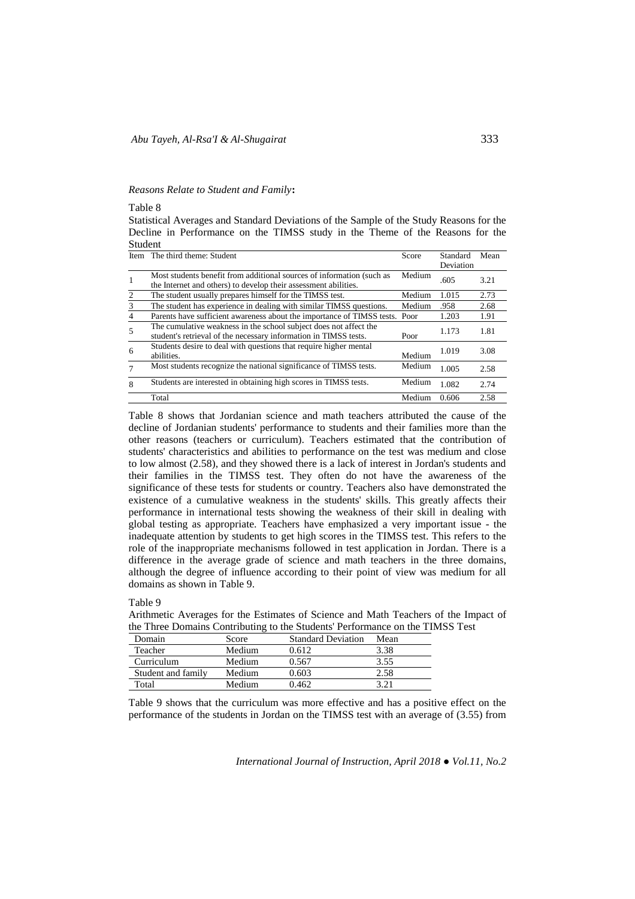*Reasons Relate to Student and Family***:**

Table 8

Statistical Averages and Standard Deviations of the Sample of the Study Reasons for the Decline in Performance on the TIMSS study in the Theme of the Reasons for the Student

| Item | The third theme: Student | Score | Standard Deviation | Mean |
|---|---|---|---|---|
| 1 | Most students benefit from additional sources of information (such as the Internet and others) to develop their assessment abilities. | Medium | .605 | 3.21 |
| 2 | The student usually prepares himself for the TIMSS test. | Medium | 1.015 | 2.73 |
| 3 | The student has experience in dealing with similar TIMSS questions. | Medium | .958 | 2.68 |
| 4 | Parents have sufficient awareness about the importance of TIMSS tests. | Poor | 1.203 | 1.91 |
| 5 | The cumulative weakness in the school subject does not affect the student's retrieval of the necessary information in TIMSS tests. | Poor | 1.173 | 1.81 |
| 6 | Students desire to deal with questions that require higher mental abilities. | Medium | 1.019 | 3.08 |
| 7 | Most students recognize the national significance of TIMSS tests. | Medium | 1.005 | 2.58 |
| 8 | Students are interested in obtaining high scores in TIMSS tests. | Medium | 1.082 | 2.74 |
| | Total | Medium | 0.606 | 2.58 |

Table 8 shows that Jordanian science and math teachers attributed the cause of the decline of Jordanian students' performance to students and their families more than the other reasons (teachers or curriculum). Teachers estimated that the contribution of students' characteristics and abilities to performance on the test was medium and close to low almost (2.58), and they showed there is a lack of interest in Jordan's students and their families in the TIMSS test. They often do not have the awareness of the significance of these tests for students or country. Teachers also have demonstrated the existence of a cumulative weakness in the students' skills. This greatly affects their performance in international tests showing the weakness of their skill in dealing with global testing as appropriate. Teachers have emphasized a very important issue - the inadequate attention by students to get high scores in the TIMSS test. This refers to the role of the inappropriate mechanisms followed in test application in Jordan. There is a difference in the average grade of science and math teachers in the three domains, although the degree of influence according to their point of view was medium for all domains as shown in Table 9.

Table 9

Arithmetic Averages for the Estimates of Science and Math Teachers of the Impact of the Three Domains Contributing to the Students' Performance on the TIMSS Test

| Domain | Score | Standard Deviation | Mean |
|---|---|---|---|
| Teacher | Medium | 0.612 | 3.38 |
| Curriculum | Medium | 0.567 | 3.55 |
| Student and family | Medium | 0.603 | 2.58 |
| Total | Medium | 0.462 | 3.21 |

Table 9 shows that the curriculum was more effective and has a positive effect on the performance of the students in Jordan on the TIMSS test with an average of (3.55) from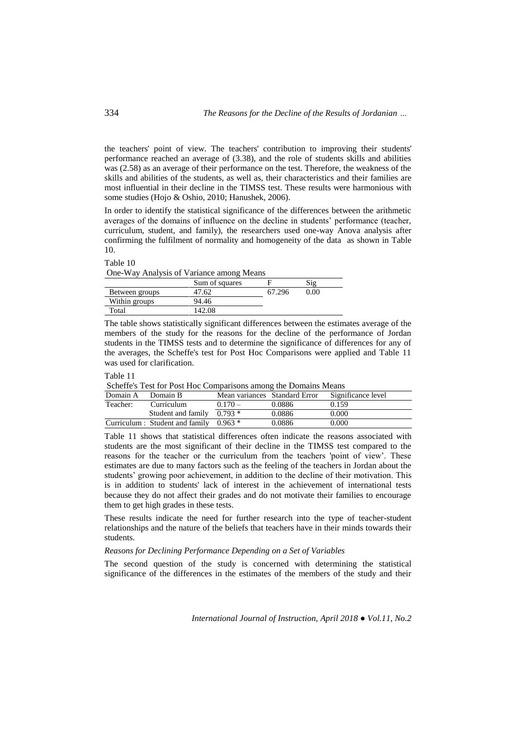the teachers' point of view. The teachers' contribution to improving their students' performance reached an average of (3.38), and the role of students skills and abilities was (2.58) as an average of their performance on the test. Therefore, the weakness of the skills and abilities of the students, as well as, their characteristics and their families are most influential in their decline in the TIMSS test. These results were harmonious with some studies (Hojo & Oshio, 2010; Hanushek, 2006).

In order to identify the statistical significance of the differences between the arithmetic averages of the domains of influence on the decline in students' performance (teacher, curriculum, student, and family), the researchers used one-way Anova analysis after confirming the fulfilment of normality and homogeneity of the data as shown in Table 10.

Table 10

One-Way Analysis of Variance among Means

| | Sum of squares | F | Sig |
|---|---|---|---|
| Between groups | 47.62 | 67.296 | 0.00 |
| Within groups | 94.46 | | |
| Total | 142.08 | | |

The table shows statistically significant differences between the estimates average of the members of the study for the reasons for the decline of the performance of Jordan students in the TIMSS tests and to determine the significance of differences for any of the averages, the Scheffe's test for Post Hoc Comparisons were applied and Table 11 was used for clarification.

Table 11

Scheffe's Test for Post Hoc Comparisons among the Domains Means

| Domain A | Domain B | Mean variances | Standard Error | Significance level |
|---|---|---|---|---|
| Teacher: | Curriculum | 0.170 – | 0.0886 | 0.159 |
| | Student and family | 0.793 * | 0.0886 | 0.000 |
| Curriculum : | Student and family | 0.963 * | 0.0886 | 0.000 |

Table 11 shows that statistical differences often indicate the reasons associated with students are the most significant of their decline in the TIMSS test compared to the reasons for the teacher or the curriculum from the teachers 'point of view'. These estimates are due to many factors such as the feeling of the teachers in Jordan about the students' growing poor achievement, in addition to the decline of their motivation. This is in addition to students' lack of interest in the achievement of international tests because they do not affect their grades and do not motivate their families to encourage them to get high grades in these tests.

These results indicate the need for further research into the type of teacher-student relationships and the nature of the beliefs that teachers have in their minds towards their students.

*Reasons for Declining Performance Depending on a Set of Variables*

The second question of the study is concerned with determining the statistical significance of the differences in the estimates of the members of the study and their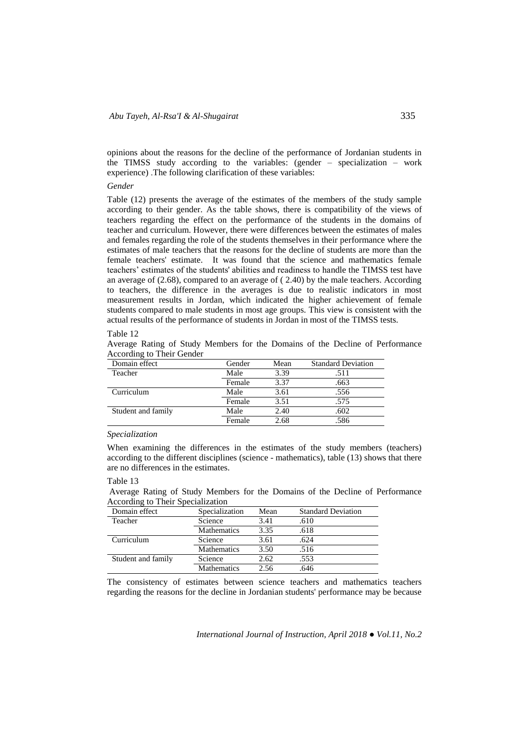opinions about the reasons for the decline of the performance of Jordanian students in the TIMSS study according to the variables: (gender – specialization – work experience) .The following clarification of these variables:

*Gender*

Table (12) presents the average of the estimates of the members of the study sample according to their gender. As the table shows, there is compatibility of the views of teachers regarding the effect on the performance of the students in the domains of teacher and curriculum. However, there were differences between the estimates of males and females regarding the role of the students themselves in their performance where the estimates of male teachers that the reasons for the decline of students are more than the female teachers' estimate. It was found that the science and mathematics female teachers' estimates of the students' abilities and readiness to handle the TIMSS test have an average of (2.68), compared to an average of ( 2.40) by the male teachers. According to teachers, the difference in the averages is due to realistic indicators in most measurement results in Jordan, which indicated the higher achievement of female students compared to male students in most age groups. This view is consistent with the actual results of the performance of students in Jordan in most of the TIMSS tests.

Table 12

Average Rating of Study Members for the Domains of the Decline of Performance According to Their Gender

| Domain effect | Gender | Mean | Standard Deviation |
|---|---|---|---|
| Teacher | Male | 3.39 | .511 |
| | Female | 3.37 | .663 |
| Curriculum | Male | 3.61 | .556 |
| | Female | 3.51 | .575 |
| Student and family | Male | 2.40 | .602 |
| | Female | 2.68 | .586 |

*Specialization*

When examining the differences in the estimates of the study members (teachers) according to the different disciplines (science - mathematics), table (13) shows that there are no differences in the estimates.

Table 13

Average Rating of Study Members for the Domains of the Decline of Performance According to Their Specialization

| Domain effect | Specialization | Mean | Standard Deviation |
|---|---|---|---|
| Teacher | Science | 3.41 | .610 |
| | Mathematics | 3.35 | .618 |
| Curriculum | Science | 3.61 | .624 |
| | Mathematics | 3.50 | .516 |
| Student and family | Science | 2.62 | .553 |
| | Mathematics | 2.56 | .646 |

The consistency of estimates between science teachers and mathematics teachers regarding the reasons for the decline in Jordanian students' performance may be because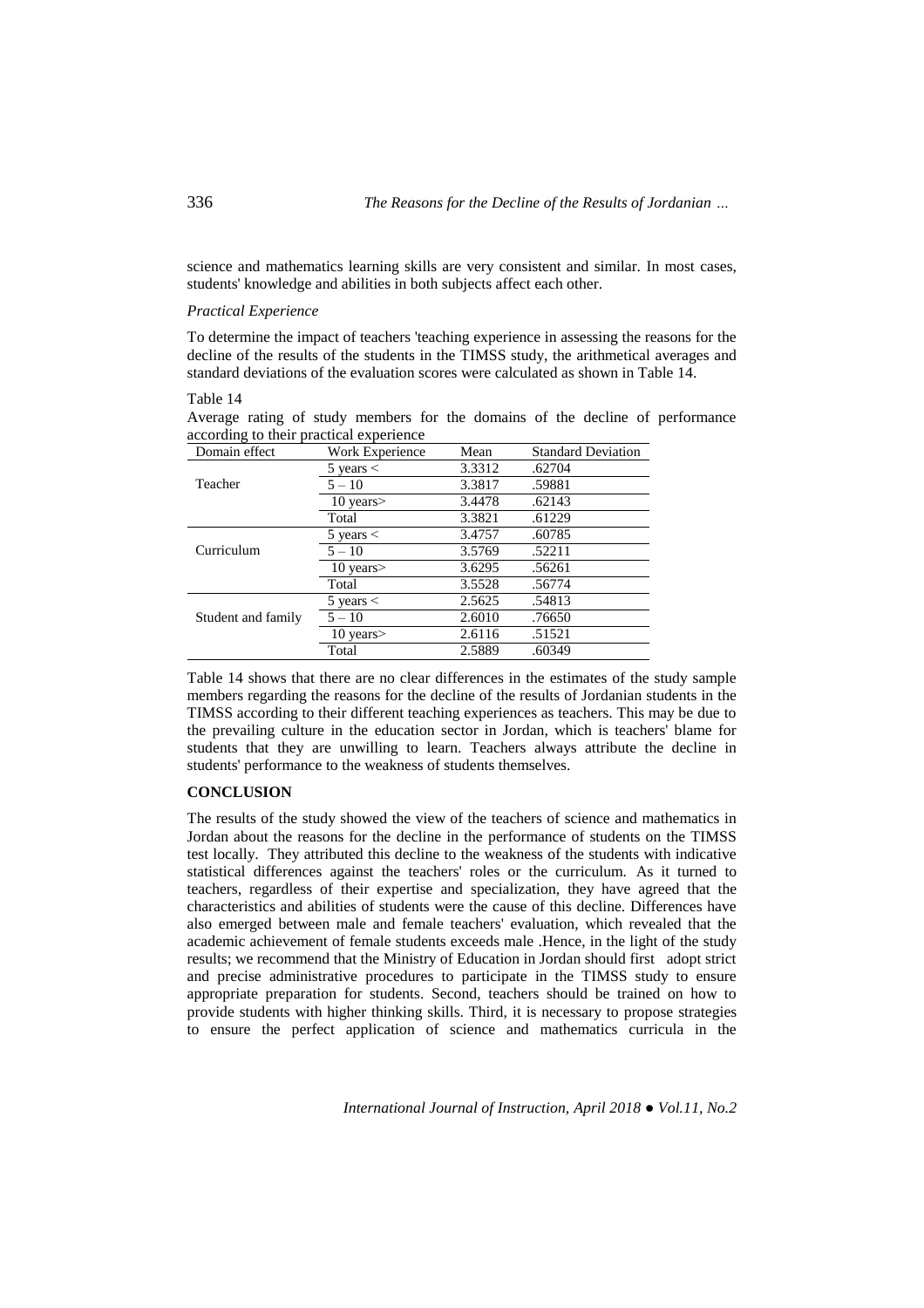science and mathematics learning skills are very consistent and similar. In most cases, students' knowledge and abilities in both subjects affect each other.

*Practical Experience*

To determine the impact of teachers 'teaching experience in assessing the reasons for the decline of the results of the students in the TIMSS study, the arithmetical averages and standard deviations of the evaluation scores were calculated as shown in Table 14.

Table 14

Average rating of study members for the domains of the decline of performance according to their practical experience

| Domain effect | Work Experience | Mean | Standard Deviation |
|---|---|---|---|
| Teacher | 5 years < | 3.3312 | .62704 |
| | 5 – 10 | 3.3817 | .59881 |
| | 10 years> | 3.4478 | .62143 |
| | Total | 3.3821 | .61229 |
| Curriculum | 5 years < | 3.4757 | .60785 |
| | 5 – 10 | 3.5769 | .52211 |
| | 10 years> | 3.6295 | .56261 |
| | Total | 3.5528 | .56774 |
| Student and family | 5 years < | 2.5625 | .54813 |
| | 5 – 10 | 2.6010 | .76650 |
| | 10 years> | 2.6116 | .51521 |
| | Total | 2.5889 | .60349 |

Table 14 shows that there are no clear differences in the estimates of the study sample members regarding the reasons for the decline of the results of Jordanian students in the TIMSS according to their different teaching experiences as teachers. This may be due to the prevailing culture in the education sector in Jordan, which is teachers' blame for students that they are unwilling to learn. Teachers always attribute the decline in students' performance to the weakness of students themselves.

**CONCLUSION**

The results of the study showed the view of the teachers of science and mathematics in Jordan about the reasons for the decline in the performance of students on the TIMSS test locally. They attributed this decline to the weakness of the students with indicative statistical differences against the teachers' roles or the curriculum. As it turned to teachers, regardless of their expertise and specialization, they have agreed that the characteristics and abilities of students were the cause of this decline. Differences have also emerged between male and female teachers' evaluation, which revealed that the academic achievement of female students exceeds male .Hence, in the light of the study results; we recommend that the Ministry of Education in Jordan should first adopt strict and precise administrative procedures to participate in the TIMSS study to ensure appropriate preparation for students. Second, teachers should be trained on how to provide students with higher thinking skills. Third, it is necessary to propose strategies to ensure the perfect application of science and mathematics curricula in the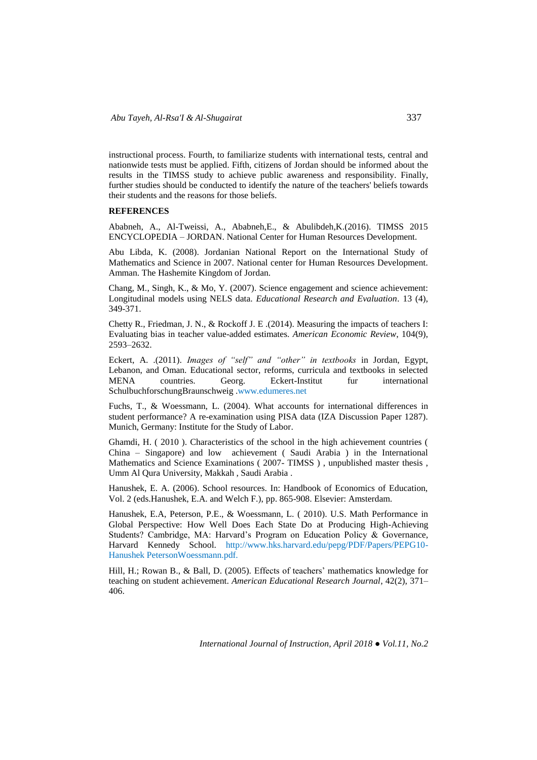instructional process. Fourth, to familiarize students with international tests, central and nationwide tests must be applied. Fifth, citizens of Jordan should be informed about the results in the TIMSS study to achieve public awareness and responsibility. Finally, further studies should be conducted to identify the nature of the teachers' beliefs towards their students and the reasons for those beliefs.

## REFERENCES

Ababneh, A., Al-Tweissi, A., Ababneh,E., & Abulibdeh,K.(2016). TIMSS 2015 ENCYCLOPEDIA – JORDAN. National Center for Human Resources Development.

Abu Libda, K. (2008). Jordanian National Report on the International Study of Mathematics and Science in 2007. National center for Human Resources Development. Amman. The Hashemite Kingdom of Jordan.

Chang, M., Singh, K., & Mo, Y. (2007). Science engagement and science achievement: Longitudinal models using NELS data. *Educational Research and Evaluation*. 13 (4), 349-371.

Chetty R., Friedman, J. N., & Rockoff J. E .(2014). Measuring the impacts of teachers I: Evaluating bias in teacher value-added estimates. *American Economic Review*, 104(9), 2593–2632.

Eckert, A. .(2011). *Images of "self" and "other" in textbooks* in Jordan, Egypt, Lebanon, and Oman. Educational sector, reforms, curricula and textbooks in selected MENA countries. Georg. Eckert-Institut fur international SchulbuchforschungBraunschweig .www.edumeres.net

Fuchs, T., & Woessmann, L. (2004). What accounts for international differences in student performance? A re-examination using PISA data (IZA Discussion Paper 1287). Munich, Germany: Institute for the Study of Labor.

Ghamdi, H. ( 2010 ). Characteristics of the school in the high achievement countries ( China – Singapore) and low achievement ( Saudi Arabia ) in the International Mathematics and Science Examinations ( 2007- TIMSS ) , unpublished master thesis , Umm Al Qura University, Makkah , Saudi Arabia .

Hanushek, E. A. (2006). School resources. In: Handbook of Economics of Education, Vol. 2 (eds.Hanushek, E.A. and Welch F.), pp. 865-908. Elsevier: Amsterdam.

Hanushek, E.A, Peterson, P.E., & Woessmann, L. ( 2010). U.S. Math Performance in Global Perspective: How Well Does Each State Do at Producing High-Achieving Students? Cambridge, MA: Harvard's Program on Education Policy & Governance, Harvard Kennedy School. http://www.hks.harvard.edu/pepg/PDF/Papers/PEPG10-Hanushek PetersonWoessmann.pdf.

Hill, H.; Rowan B., & Ball, D. (2005). Effects of teachers' mathematics knowledge for teaching on student achievement. *American Educational Research Journal*, 42(2), 371–406.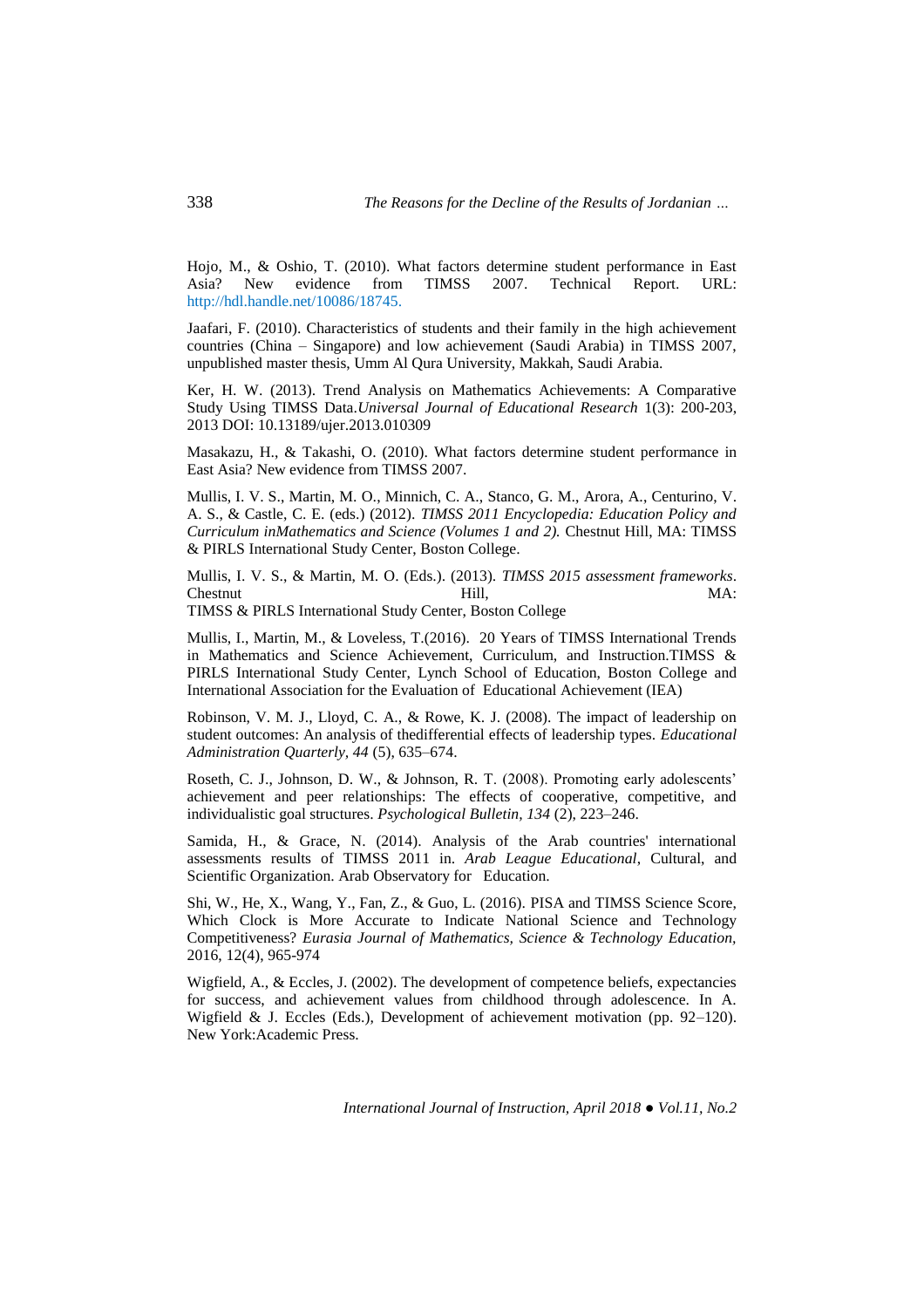Hojo, M., & Oshio, T. (2010). What factors determine student performance in East Asia? New evidence from TIMSS 2007. Technical Report. URL: http://hdl.handle.net/10086/18745.

Jaafari, F. (2010). Characteristics of students and their family in the high achievement countries (China – Singapore) and low achievement (Saudi Arabia) in TIMSS 2007, unpublished master thesis, Umm Al Qura University, Makkah, Saudi Arabia.

Ker, H. W. (2013). Trend Analysis on Mathematics Achievements: A Comparative Study Using TIMSS Data.*Universal Journal of Educational Research* 1(3): 200-203, 2013 DOI: 10.13189/ujer.2013.010309

Masakazu, H., & Takashi, O. (2010). What factors determine student performance in East Asia? New evidence from TIMSS 2007.

Mullis, I. V. S., Martin, M. O., Minnich, C. A., Stanco, G. M., Arora, A., Centurino, V. A. S., & Castle, C. E. (eds.) (2012). *TIMSS 2011 Encyclopedia: Education Policy and Curriculum inMathematics and Science (Volumes 1 and 2).* Chestnut Hill, MA: TIMSS & PIRLS International Study Center, Boston College.

Mullis, I. V. S., & Martin, M. O. (Eds.). (2013). *TIMSS 2015 assessment frameworks*. Chestnut Hill, MA: TIMSS & PIRLS International Study Center, Boston College

Mullis, I., Martin, M., & Loveless, T.(2016). 20 Years of TIMSS International Trends in Mathematics and Science Achievement, Curriculum, and Instruction.TIMSS & PIRLS International Study Center, Lynch School of Education, Boston College and International Association for the Evaluation of Educational Achievement (IEA)

Robinson, V. M. J., Lloyd, C. A., & Rowe, K. J. (2008). The impact of leadership on student outcomes: An analysis of thedifferential effects of leadership types. *Educational Administration Quarterly, 44* (5), 635–674.

Roseth, C. J., Johnson, D. W., & Johnson, R. T. (2008). Promoting early adolescents' achievement and peer relationships: The effects of cooperative, competitive, and individualistic goal structures. *Psychological Bulletin, 134* (2), 223–246.

Samida, H., & Grace, N. (2014). Analysis of the Arab countries' international assessments results of TIMSS 2011 in. *Arab League Educational*, Cultural, and Scientific Organization. Arab Observatory for Education.

Shi, W., He, X., Wang, Y., Fan, Z., & Guo, L. (2016). PISA and TIMSS Science Score, Which Clock is More Accurate to Indicate National Science and Technology Competitiveness? *Eurasia Journal of Mathematics, Science & Technology Education*, 2016, 12(4), 965-974

Wigfield, A., & Eccles, J. (2002). The development of competence beliefs, expectancies for success, and achievement values from childhood through adolescence. In A. Wigfield & J. Eccles (Eds.), Development of achievement motivation (pp. 92–120). New York:Academic Press.